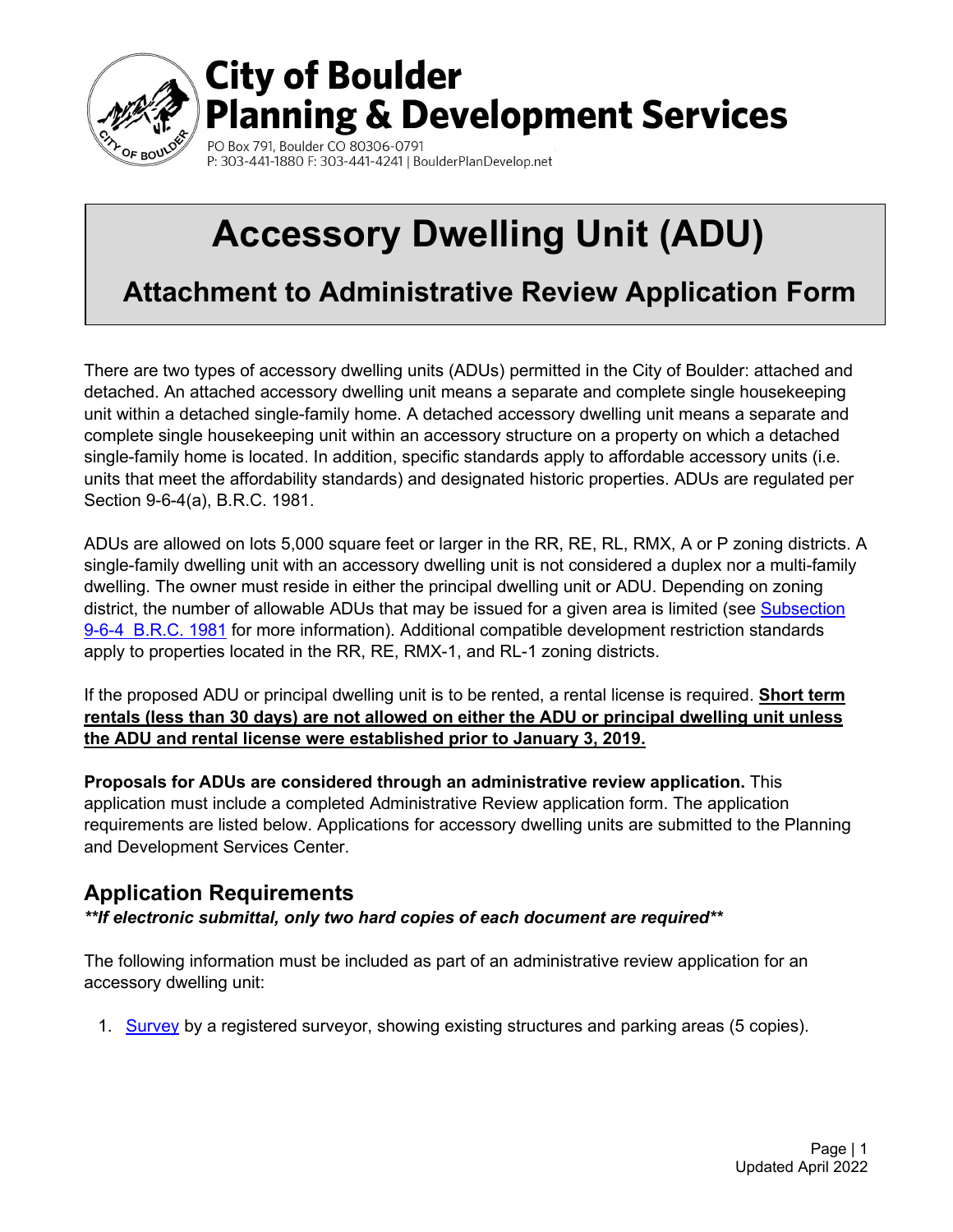# City of Boulder Planning & Development Services

PO Box 791, Boulder CO 80306-0791
P: 303-441-1880 F: 303-441-4241 | BoulderPlanDevelop.net

# Accessory Dwelling Unit (ADU)

## Attachment to Administrative Review Application Form

There are two types of accessory dwelling units (ADUs) permitted in the City of Boulder: attached and detached. An attached accessory dwelling unit means a separate and complete single housekeeping unit within a detached single-family home. A detached accessory dwelling unit means a separate and complete single housekeeping unit within an accessory structure on a property on which a detached single-family home is located. In addition, specific standards apply to affordable accessory units (i.e. units that meet the affordability standards) and designated historic properties. ADUs are regulated per Section 9-6-4(a), B.R.C. 1981.

ADUs are allowed on lots 5,000 square feet or larger in the RR, RE, RL, RMX, A or P zoning districts. A single-family dwelling unit with an accessory dwelling unit is not considered a duplex nor a multi-family dwelling. The owner must reside in either the principal dwelling unit or ADU. Depending on zoning district, the number of allowable ADUs that may be issued for a given area is limited (see Subsection 9-6-4 B.R.C. 1981 for more information). Additional compatible development restriction standards apply to properties located in the RR, RE, RMX-1, and RL-1 zoning districts.

If the proposed ADU or principal dwelling unit is to be rented, a rental license is required. **Short term rentals (less than 30 days) are not allowed on either the ADU or principal dwelling unit unless the ADU and rental license were established prior to January 3, 2019.**

**Proposals for ADUs are considered through an administrative review application.** This application must include a completed Administrative Review application form. The application requirements are listed below. Applications for accessory dwelling units are submitted to the Planning and Development Services Center.

## Application Requirements

***If electronic submittal, only two hard copies of each document are required***

The following information must be included as part of an administrative review application for an accessory dwelling unit:

1. Survey by a registered surveyor, showing existing structures and parking areas (5 copies).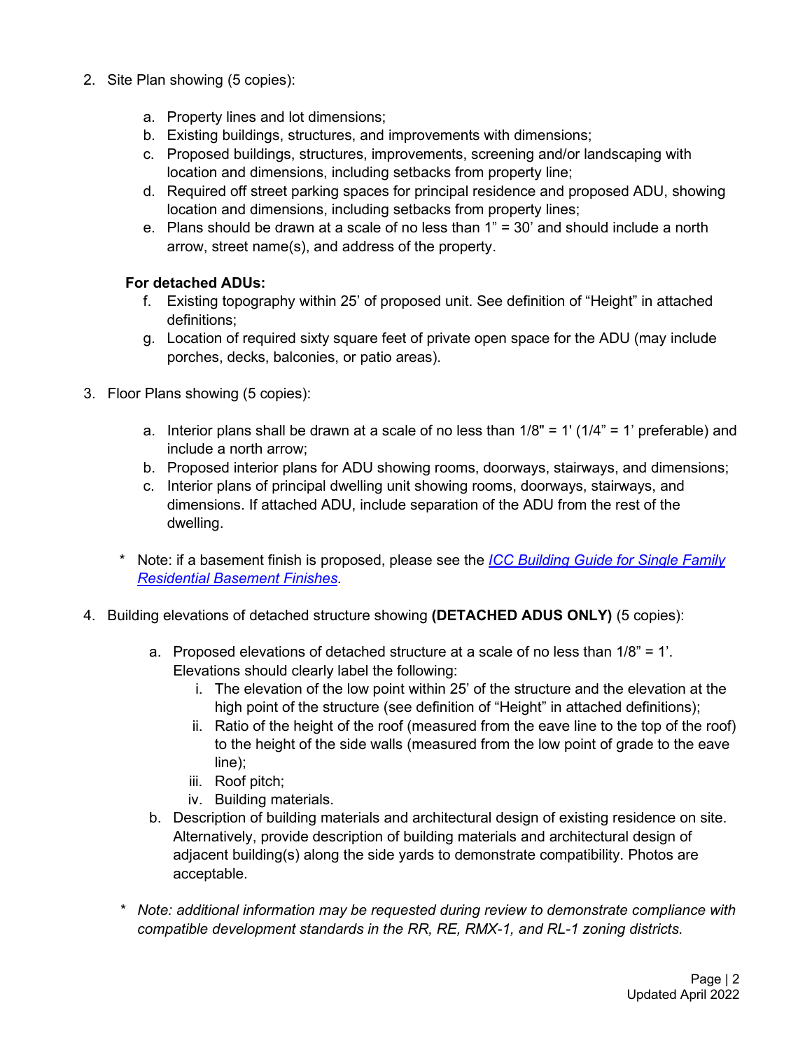2. Site Plan showing (5 copies):

    a. Property lines and lot dimensions;
    b. Existing buildings, structures, and improvements with dimensions;
    c. Proposed buildings, structures, improvements, screening and/or landscaping with location and dimensions, including setbacks from property line;
    d. Required off street parking spaces for principal residence and proposed ADU, showing location and dimensions, including setbacks from property lines;
    e. Plans should be drawn at a scale of no less than 1" = 30' and should include a north arrow, street name(s), and address of the property.

    **For detached ADUs:**

    f. Existing topography within 25' of proposed unit. See definition of "Height" in attached definitions;
    g. Location of required sixty square feet of private open space for the ADU (may include porches, decks, balconies, or patio areas).

3. Floor Plans showing (5 copies):

    a. Interior plans shall be drawn at a scale of no less than 1/8" = 1' (1/4" = 1' preferable) and include a north arrow;
    b. Proposed interior plans for ADU showing rooms, doorways, stairways, and dimensions;
    c. Interior plans of principal dwelling unit showing rooms, doorways, stairways, and dimensions. If attached ADU, include separation of the ADU from the rest of the dwelling.

    \* Note: if a basement finish is proposed, please see the *ICC Building Guide for Single Family Residential Basement Finishes*.

4. Building elevations of detached structure showing **(DETACHED ADUS ONLY)** (5 copies):

    a. Proposed elevations of detached structure at a scale of no less than 1/8" = 1'. Elevations should clearly label the following:
        i. The elevation of the low point within 25' of the structure and the elevation at the high point of the structure (see definition of "Height" in attached definitions);
        ii. Ratio of the height of the roof (measured from the eave line to the top of the roof) to the height of the side walls (measured from the low point of grade to the eave line);
        iii. Roof pitch;
        iv. Building materials.
    b. Description of building materials and architectural design of existing residence on site. Alternatively, provide description of building materials and architectural design of adjacent building(s) along the side yards to demonstrate compatibility. Photos are acceptable.

    \* *Note: additional information may be requested during review to demonstrate compliance with compatible development standards in the RR, RE, RMX-1, and RL-1 zoning districts.*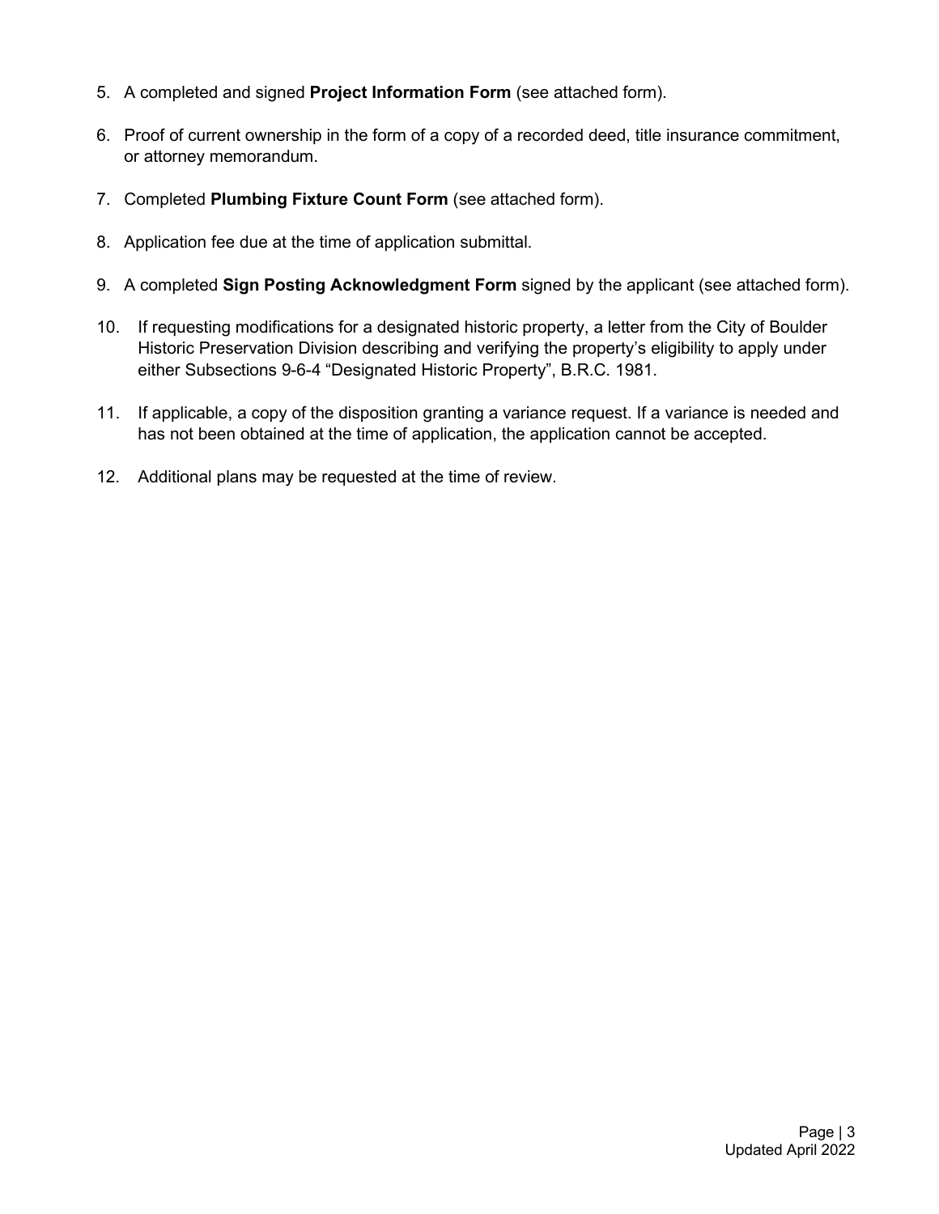5. A completed and signed **Project Information Form** (see attached form).
6. Proof of current ownership in the form of a copy of a recorded deed, title insurance commitment, or attorney memorandum.
7. Completed **Plumbing Fixture Count Form** (see attached form).
8. Application fee due at the time of application submittal.
9. A completed **Sign Posting Acknowledgment Form** signed by the applicant (see attached form).
10. If requesting modifications for a designated historic property, a letter from the City of Boulder Historic Preservation Division describing and verifying the property's eligibility to apply under either Subsections 9-6-4 "Designated Historic Property", B.R.C. 1981.
11. If applicable, a copy of the disposition granting a variance request. If a variance is needed and has not been obtained at the time of application, the application cannot be accepted.
12. Additional plans may be requested at the time of review.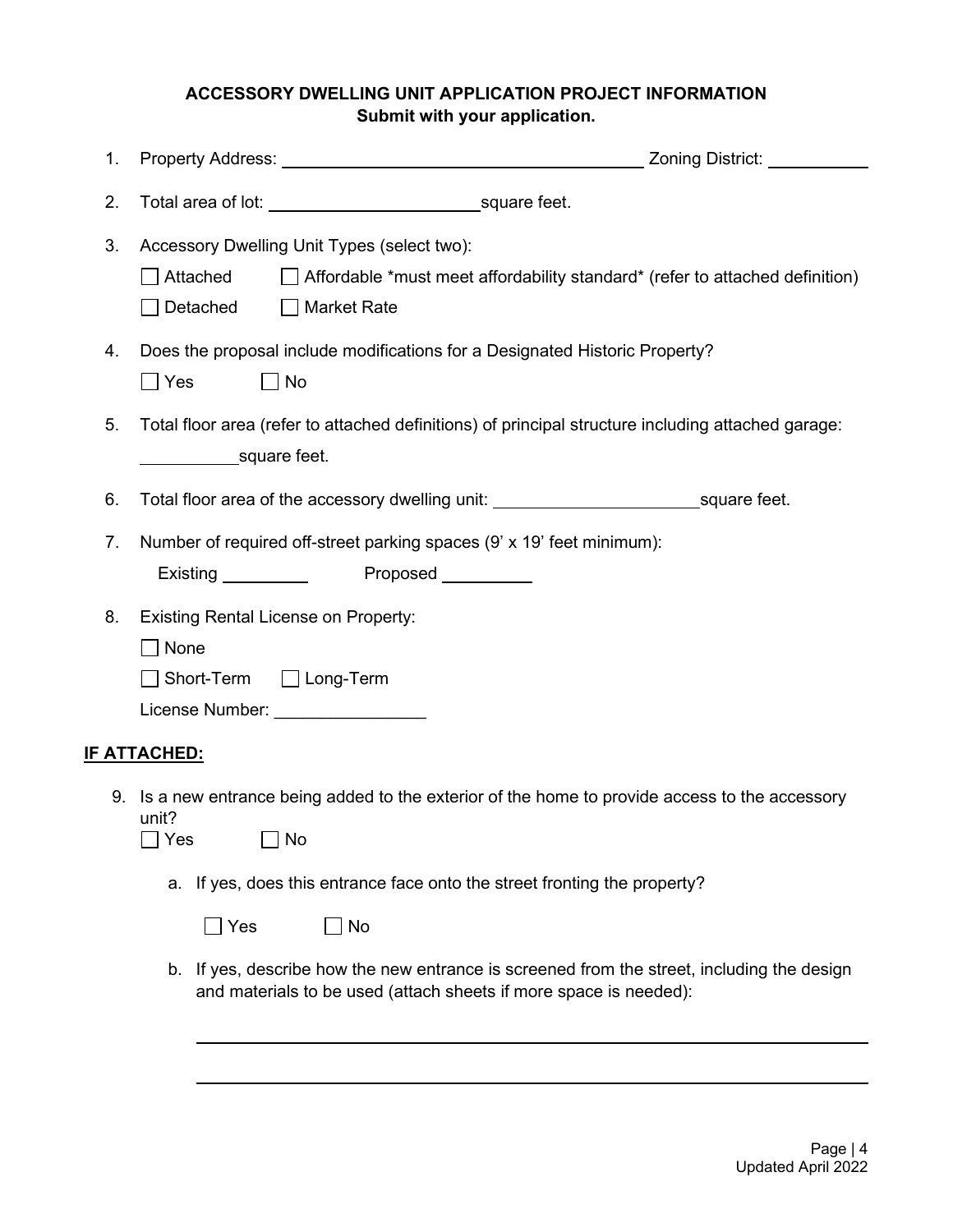**ACCESSORY DWELLING UNIT APPLICATION PROJECT INFORMATION**
**Submit with your application.**

1. Property Address: ______________________________ Zoning District: __________

2. Total area of lot: ____________________ square feet.

3. Accessory Dwelling Unit Types (select two):

   ☐ Attached ☐ Affordable *must meet affordability standard* (refer to attached definition)

   ☐ Detached ☐ Market Rate

4. Does the proposal include modifications for a Designated Historic Property?

   ☐ Yes ☐ No

5. Total floor area (refer to attached definitions) of principal structure including attached garage:

   __________ square feet.

6. Total floor area of the accessory dwelling unit: ____________________ square feet.

7. Number of required off-street parking spaces (9' x 19' feet minimum):

   Existing _________ Proposed _________

8. Existing Rental License on Property:

   ☐ None

   ☐ Short-Term ☐ Long-Term

   License Number: ________________

**IF ATTACHED:**

9. Is a new entrance being added to the exterior of the home to provide access to the accessory unit?

   ☐ Yes ☐ No

   a. If yes, does this entrance face onto the street fronting the property?

      ☐ Yes ☐ No

   b. If yes, describe how the new entrance is screened from the street, including the design and materials to be used (attach sheets if more space is needed):

      ______________________________________________________________

      ______________________________________________________________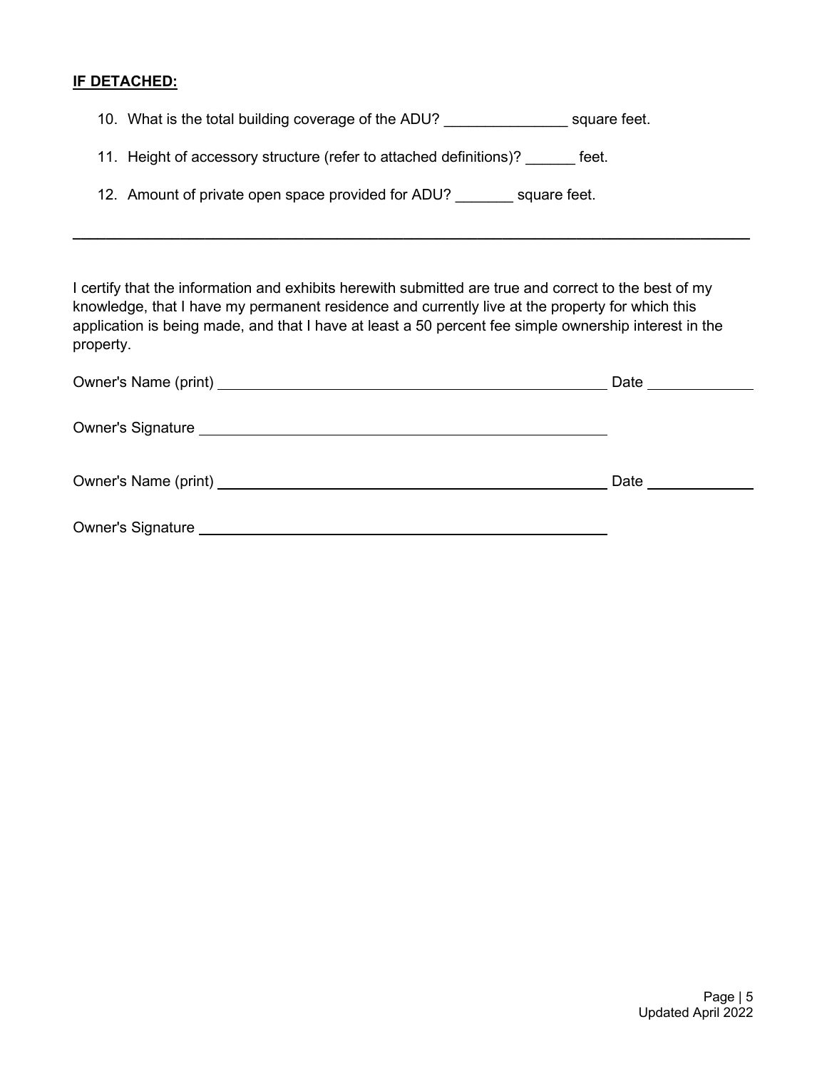**<u>IF DETACHED:</u>**

10. What is the total building coverage of the ADU? _______________ square feet.

11. Height of accessory structure (refer to attached definitions)? ______ feet.

12. Amount of private open space provided for ADU? _______ square feet.

---

I certify that the information and exhibits herewith submitted are true and correct to the best of my knowledge, that I have my permanent residence and currently live at the property for which this application is being made, and that I have at least a 50 percent fee simple ownership interest in the property.

Owner's Name (print) ______________________________________________ Date ____________

Owner's Signature ______________________________________________

Owner's Name (print) ______________________________________________ Date ____________

Owner's Signature ______________________________________________

Updated April 2022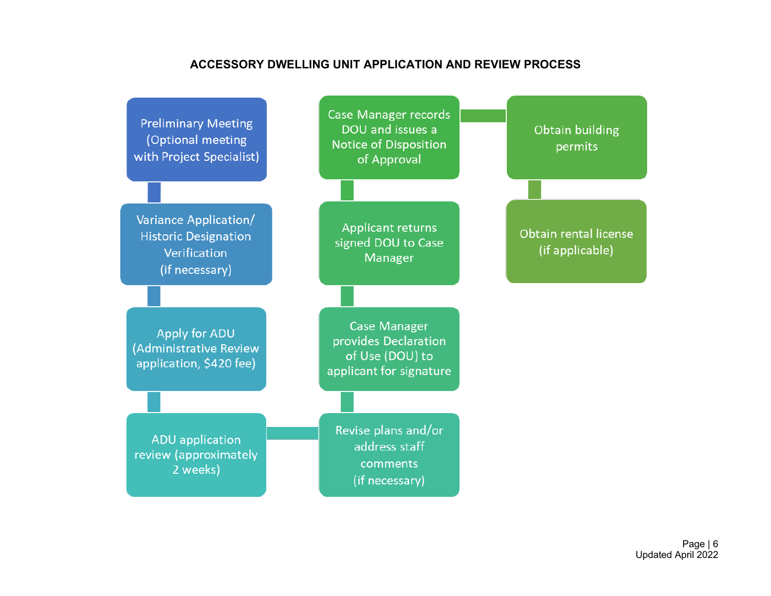# ACCESSORY DWELLING UNIT APPLICATION AND REVIEW PROCESS

1. Preliminary Meeting (Optional meeting with Project Specialist)
2. Variance Application/ Historic Designation Verification (if necessary)
3. Apply for ADU (Administrative Review application, $420 fee)
4. ADU application review (approximately 2 weeks)
5. Revise plans and/or address staff comments (if necessary)
6. Case Manager provides Declaration of Use (DOU) to applicant for signature
7. Applicant returns signed DOU to Case Manager
8. Case Manager records DOU and issues a Notice of Disposition of Approval
9. Obtain building permits
10. Obtain rental license (if applicable)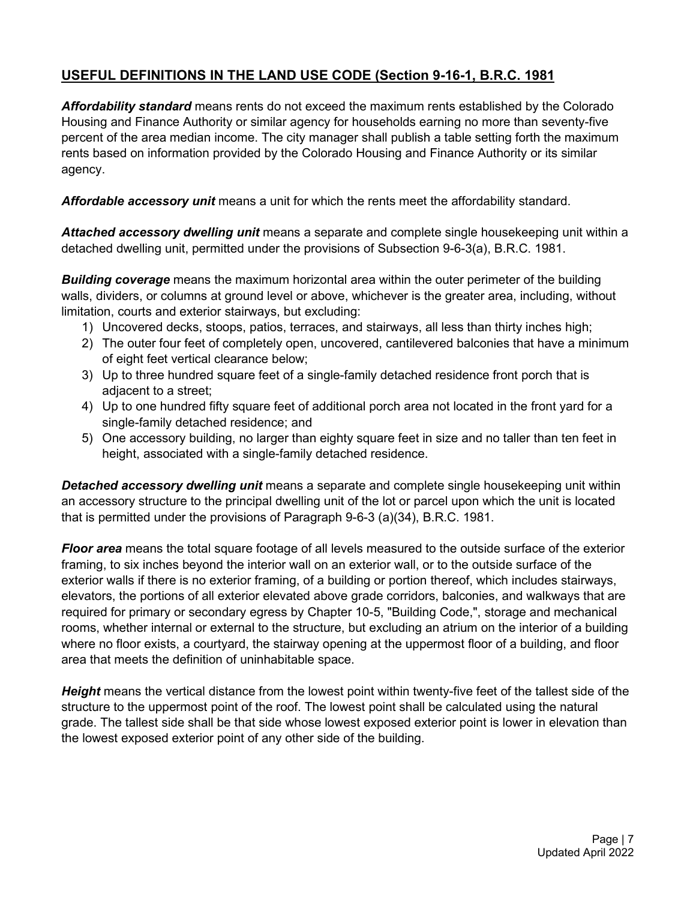## USEFUL DEFINITIONS IN THE LAND USE CODE (Section 9-16-1, B.R.C. 1981

***Affordability standard*** means rents do not exceed the maximum rents established by the Colorado Housing and Finance Authority or similar agency for households earning no more than seventy-five percent of the area median income. The city manager shall publish a table setting forth the maximum rents based on information provided by the Colorado Housing and Finance Authority or its similar agency.

***Affordable accessory unit*** means a unit for which the rents meet the affordability standard.

***Attached accessory dwelling unit*** means a separate and complete single housekeeping unit within a detached dwelling unit, permitted under the provisions of Subsection 9-6-3(a), B.R.C. 1981.

***Building coverage*** means the maximum horizontal area within the outer perimeter of the building walls, dividers, or columns at ground level or above, whichever is the greater area, including, without limitation, courts and exterior stairways, but excluding:

1) Uncovered decks, stoops, patios, terraces, and stairways, all less than thirty inches high;
2) The outer four feet of completely open, uncovered, cantilevered balconies that have a minimum of eight feet vertical clearance below;
3) Up to three hundred square feet of a single-family detached residence front porch that is adjacent to a street;
4) Up to one hundred fifty square feet of additional porch area not located in the front yard for a single-family detached residence; and
5) One accessory building, no larger than eighty square feet in size and no taller than ten feet in height, associated with a single-family detached residence.

***Detached accessory dwelling unit*** means a separate and complete single housekeeping unit within an accessory structure to the principal dwelling unit of the lot or parcel upon which the unit is located that is permitted under the provisions of Paragraph 9-6-3 (a)(34), B.R.C. 1981.

***Floor area*** means the total square footage of all levels measured to the outside surface of the exterior framing, to six inches beyond the interior wall on an exterior wall, or to the outside surface of the exterior walls if there is no exterior framing, of a building or portion thereof, which includes stairways, elevators, the portions of all exterior elevated above grade corridors, balconies, and walkways that are required for primary or secondary egress by Chapter 10-5, "Building Code,", storage and mechanical rooms, whether internal or external to the structure, but excluding an atrium on the interior of a building where no floor exists, a courtyard, the stairway opening at the uppermost floor of a building, and floor area that meets the definition of uninhabitable space.

***Height*** means the vertical distance from the lowest point within twenty-five feet of the tallest side of the structure to the uppermost point of the roof. The lowest point shall be calculated using the natural grade. The tallest side shall be that side whose lowest exposed exterior point is lower in elevation than the lowest exposed exterior point of any other side of the building.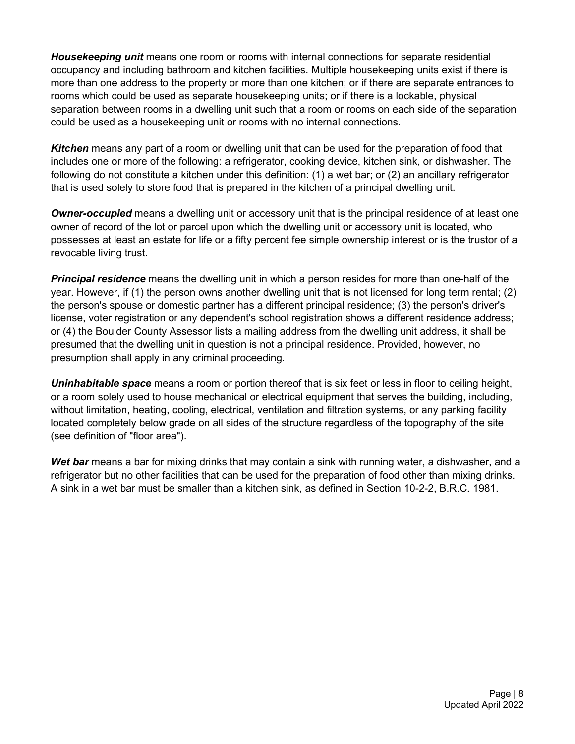***Housekeeping unit*** means one room or rooms with internal connections for separate residential occupancy and including bathroom and kitchen facilities. Multiple housekeeping units exist if there is more than one address to the property or more than one kitchen; or if there are separate entrances to rooms which could be used as separate housekeeping units; or if there is a lockable, physical separation between rooms in a dwelling unit such that a room or rooms on each side of the separation could be used as a housekeeping unit or rooms with no internal connections.

***Kitchen*** means any part of a room or dwelling unit that can be used for the preparation of food that includes one or more of the following: a refrigerator, cooking device, kitchen sink, or dishwasher. The following do not constitute a kitchen under this definition: (1) a wet bar; or (2) an ancillary refrigerator that is used solely to store food that is prepared in the kitchen of a principal dwelling unit.

***Owner-occupied*** means a dwelling unit or accessory unit that is the principal residence of at least one owner of record of the lot or parcel upon which the dwelling unit or accessory unit is located, who possesses at least an estate for life or a fifty percent fee simple ownership interest or is the trustor of a revocable living trust.

***Principal residence*** means the dwelling unit in which a person resides for more than one-half of the year. However, if (1) the person owns another dwelling unit that is not licensed for long term rental; (2) the person's spouse or domestic partner has a different principal residence; (3) the person's driver's license, voter registration or any dependent's school registration shows a different residence address; or (4) the Boulder County Assessor lists a mailing address from the dwelling unit address, it shall be presumed that the dwelling unit in question is not a principal residence. Provided, however, no presumption shall apply in any criminal proceeding.

***Uninhabitable space*** means a room or portion thereof that is six feet or less in floor to ceiling height, or a room solely used to house mechanical or electrical equipment that serves the building, including, without limitation, heating, cooling, electrical, ventilation and filtration systems, or any parking facility located completely below grade on all sides of the structure regardless of the topography of the site (see definition of "floor area").

***Wet bar*** means a bar for mixing drinks that may contain a sink with running water, a dishwasher, and a refrigerator but no other facilities that can be used for the preparation of food other than mixing drinks. A sink in a wet bar must be smaller than a kitchen sink, as defined in Section 10-2-2, B.R.C. 1981.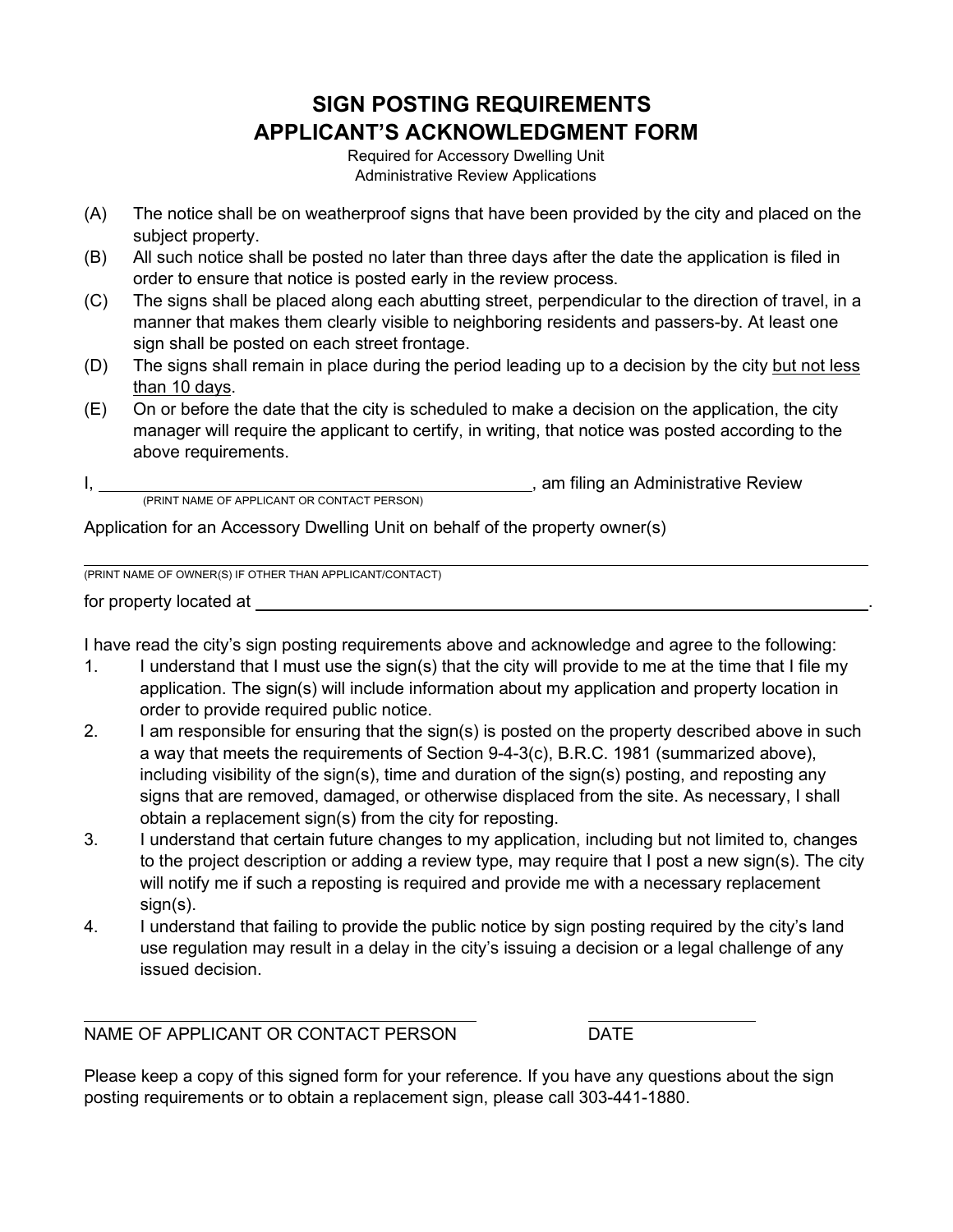# SIGN POSTING REQUIREMENTS
# APPLICANT'S ACKNOWLEDGMENT FORM

Required for Accessory Dwelling Unit
Administrative Review Applications

(A) The notice shall be on weatherproof signs that have been provided by the city and placed on the subject property.

(B) All such notice shall be posted no later than three days after the date the application is filed in order to ensure that notice is posted early in the review process.

(C) The signs shall be placed along each abutting street, perpendicular to the direction of travel, in a manner that makes them clearly visible to neighboring residents and passers-by. At least one sign shall be posted on each street frontage.

(D) The signs shall remain in place during the period leading up to a decision by the city but not less than 10 days.

(E) On or before the date that the city is scheduled to make a decision on the application, the city manager will require the applicant to certify, in writing, that notice was posted according to the above requirements.

I, ______________________________________________, am filing an Administrative Review
(PRINT NAME OF APPLICANT OR CONTACT PERSON)

Application for an Accessory Dwelling Unit on behalf of the property owner(s)

______________________________________________________________________
(PRINT NAME OF OWNER(S) IF OTHER THAN APPLICANT/CONTACT)

for property located at ______________________________________________________________.

I have read the city's sign posting requirements above and acknowledge and agree to the following:

1. I understand that I must use the sign(s) that the city will provide to me at the time that I file my application. The sign(s) will include information about my application and property location in order to provide required public notice.
2. I am responsible for ensuring that the sign(s) is posted on the property described above in such a way that meets the requirements of Section 9-4-3(c), B.R.C. 1981 (summarized above), including visibility of the sign(s), time and duration of the sign(s) posting, and reposting any signs that are removed, damaged, or otherwise displaced from the site. As necessary, I shall obtain a replacement sign(s) from the city for reposting.
3. I understand that certain future changes to my application, including but not limited to, changes to the project description or adding a review type, may require that I post a new sign(s). The city will notify me if such a reposting is required and provide me with a necessary replacement sign(s).
4. I understand that failing to provide the public notice by sign posting required by the city's land use regulation may result in a delay in the city's issuing a decision or a legal challenge of any issued decision.

______________________________________ ____________________
NAME OF APPLICANT OR CONTACT PERSON DATE

Please keep a copy of this signed form for your reference. If you have any questions about the sign posting requirements or to obtain a replacement sign, please call 303-441-1880.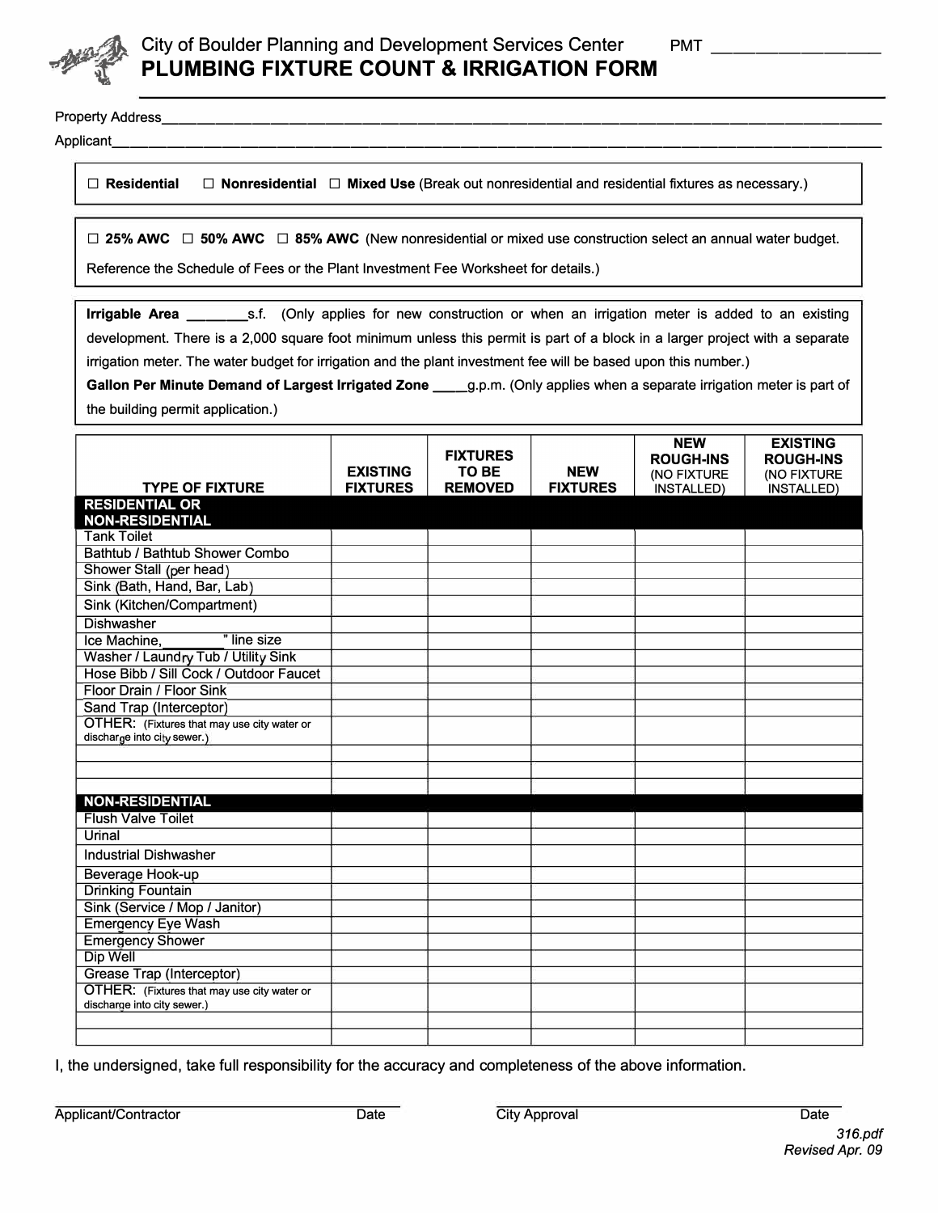City of Boulder Planning and Development Services Center PMT ____________________

# PLUMBING FIXTURE COUNT & IRRIGATION FORM

Property Address_______________________________________________________________________________

Applicant_____________________________________________________________________________________

☐ **Residential** ☐ **Nonresidential** ☐ **Mixed Use** (Break out nonresidential and residential fixtures as necessary.)

☐ **25% AWC** ☐ **50% AWC** ☐ **85% AWC** (New nonresidential or mixed use construction select an annual water budget. Reference the Schedule of Fees or the Plant Investment Fee Worksheet for details.)

**Irrigable Area** ________s.f. (Only applies for new construction or when an irrigation meter is added to an existing development. There is a 2,000 square foot minimum unless this permit is part of a block in a larger project with a separate irrigation meter. The water budget for irrigation and the plant investment fee will be based upon this number.)

**Gallon Per Minute Demand of Largest Irrigated Zone** _____g.p.m. (Only applies when a separate irrigation meter is part of the building permit application.)

| TYPE OF FIXTURE | EXISTING FIXTURES | FIXTURES TO BE REMOVED | NEW FIXTURES | NEW ROUGH-INS (NO FIXTURE INSTALLED) | EXISTING ROUGH-INS (NO FIXTURE INSTALLED) |
|---|---|---|---|---|---|
| **RESIDENTIAL OR NON-RESIDENTIAL** | | | | | |
| Tank Toilet | | | | | |
| Bathtub / Bathtub Shower Combo | | | | | |
| Shower Stall (per head) | | | | | |
| Sink (Bath, Hand, Bar, Lab) | | | | | |
| Sink (Kitchen/Compartment) | | | | | |
| Dishwasher | | | | | |
| Ice Machine, ________" line size | | | | | |
| Washer / Laundry Tub / Utility Sink | | | | | |
| Hose Bibb / Sill Cock / Outdoor Faucet | | | | | |
| Floor Drain / Floor Sink | | | | | |
| Sand Trap (Interceptor) | | | | | |
| OTHER: (Fixtures that may use city water or discharge into city sewer.) | | | | | |
| | | | | | |
| | | | | | |
| | | | | | |
| **NON-RESIDENTIAL** | | | | | |
| Flush Valve Toilet | | | | | |
| Urinal | | | | | |
| Industrial Dishwasher | | | | | |
| Beverage Hook-up | | | | | |
| Drinking Fountain | | | | | |
| Sink (Service / Mop / Janitor) | | | | | |
| Emergency Eye Wash | | | | | |
| Emergency Shower | | | | | |
| Dip Well | | | | | |
| Grease Trap (Interceptor) | | | | | |
| OTHER: (Fixtures that may use city water or discharge into city sewer.) | | | | | |
| | | | | | |
| | | | | | |

I, the undersigned, take full responsibility for the accuracy and completeness of the above information.

______________________________________________ ______________________________________________

Applicant/Contractor Date City Approval Date

*316.pdf*
*Revised Apr. 09*